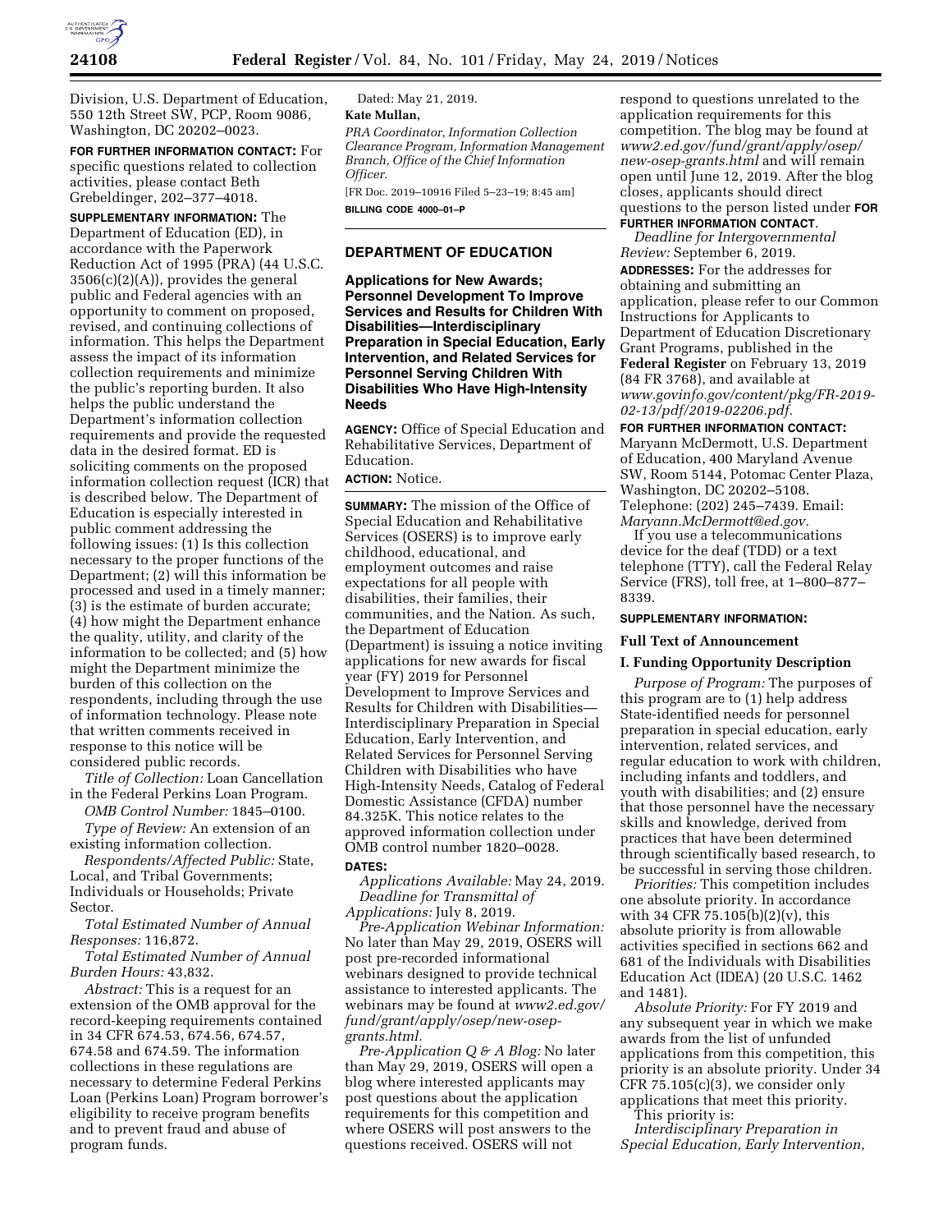Division, U.S. Department of Education, 550 12th Street SW, PCP, Room 9086, Washington, DC 20202–0023.

**FOR FURTHER INFORMATION CONTACT:** For specific questions related to collection activities, please contact Beth Grebeldinger, 202–377–4018.

**SUPPLEMENTARY INFORMATION:** The Department of Education (ED), in accordance with the Paperwork Reduction Act of 1995 (PRA) (44 U.S.C. 3506(c)(2)(A)), provides the general public and Federal agencies with an opportunity to comment on proposed, revised, and continuing collections of information. This helps the Department assess the impact of its information collection requirements and minimize the public's reporting burden. It also helps the public understand the Department's information collection requirements and provide the requested data in the desired format. ED is soliciting comments on the proposed information collection request (ICR) that is described below. The Department of Education is especially interested in public comment addressing the following issues: (1) Is this collection necessary to the proper functions of the Department; (2) will this information be processed and used in a timely manner; (3) is the estimate of burden accurate; (4) how might the Department enhance the quality, utility, and clarity of the information to be collected; and (5) how might the Department minimize the burden of this collection on the respondents, including through the use of information technology. Please note that written comments received in response to this notice will be considered public records.

*Title of Collection:* Loan Cancellation in the Federal Perkins Loan Program.

*OMB Control Number:* 1845–0100.

*Type of Review:* An extension of an existing information collection.

*Respondents/Affected Public:* State, Local, and Tribal Governments; Individuals or Households; Private Sector.

*Total Estimated Number of Annual Responses:* 116,872.

*Total Estimated Number of Annual Burden Hours:* 43,832.

*Abstract:* This is a request for an extension of the OMB approval for the record-keeping requirements contained in 34 CFR 674.53, 674.56, 674.57, 674.58 and 674.59. The information collections in these regulations are necessary to determine Federal Perkins Loan (Perkins Loan) Program borrower's eligibility to receive program benefits and to prevent fraud and abuse of program funds.

Dated: May 21, 2019.

**Kate Mullan,**

*PRA Coordinator, Information Collection Clearance Program, Information Management Branch, Office of the Chief Information Officer.*

[FR Doc. 2019–10916 Filed 5–23–19; 8:45 am]

**BILLING CODE 4000–01–P**

## DEPARTMENT OF EDUCATION

### Applications for New Awards; Personnel Development To Improve Services and Results for Children With Disabilities—Interdisciplinary Preparation in Special Education, Early Intervention, and Related Services for Personnel Serving Children With Disabilities Who Have High-Intensity Needs

**AGENCY:** Office of Special Education and Rehabilitative Services, Department of Education.

**ACTION:** Notice.

**SUMMARY:** The mission of the Office of Special Education and Rehabilitative Services (OSERS) is to improve early childhood, educational, and employment outcomes and raise expectations for all people with disabilities, their families, their communities, and the Nation. As such, the Department of Education (Department) is issuing a notice inviting applications for new awards for fiscal year (FY) 2019 for Personnel Development to Improve Services and Results for Children with Disabilities—Interdisciplinary Preparation in Special Education, Early Intervention, and Related Services for Personnel Serving Children with Disabilities who have High-Intensity Needs, Catalog of Federal Domestic Assistance (CFDA) number 84.325K. This notice relates to the approved information collection under OMB control number 1820–0028.

**DATES:**

*Applications Available:* May 24, 2019.

*Deadline for Transmittal of Applications:* July 8, 2019.

*Pre-Application Webinar Information:* No later than May 29, 2019, OSERS will post pre-recorded informational webinars designed to provide technical assistance to interested applicants. The webinars may be found at *www2.ed.gov/fund/grant/apply/osep/new-osep-grants.html.*

*Pre-Application Q & A Blog:* No later than May 29, 2019, OSERS will open a blog where interested applicants may post questions about the application requirements for this competition and where OSERS will post answers to the questions received. OSERS will not respond to questions unrelated to the application requirements for this competition. The blog may be found at *www2.ed.gov/fund/grant/apply/osep/new-osep-grants.html* and will remain open until June 12, 2019. After the blog closes, applicants should direct questions to the person listed under **FOR FURTHER INFORMATION CONTACT**.

*Deadline for Intergovernmental Review:* September 6, 2019.

**ADDRESSES:** For the addresses for obtaining and submitting an application, please refer to our Common Instructions for Applicants to Department of Education Discretionary Grant Programs, published in the **Federal Register** on February 13, 2019 (84 FR 3768), and available at *www.govinfo.gov/content/pkg/FR-2019-02-13/pdf/2019-02206.pdf.*

**FOR FURTHER INFORMATION CONTACT:** Maryann McDermott, U.S. Department of Education, 400 Maryland Avenue SW, Room 5144, Potomac Center Plaza, Washington, DC 20202–5108. Telephone: (202) 245–7439. Email: *Maryann.McDermott@ed.gov.*

If you use a telecommunications device for the deaf (TDD) or a text telephone (TTY), call the Federal Relay Service (FRS), toll free, at 1–800–877–8339.

**SUPPLEMENTARY INFORMATION:**

#### Full Text of Announcement

#### I. Funding Opportunity Description

*Purpose of Program:* The purposes of this program are to (1) help address State-identified needs for personnel preparation in special education, early intervention, related services, and regular education to work with children, including infants and toddlers, and youth with disabilities; and (2) ensure that those personnel have the necessary skills and knowledge, derived from practices that have been determined through scientifically based research, to be successful in serving those children.

*Priorities:* This competition includes one absolute priority. In accordance with 34 CFR 75.105(b)(2)(v), this absolute priority is from allowable activities specified in sections 662 and 681 of the Individuals with Disabilities Education Act (IDEA) (20 U.S.C. 1462 and 1481).

*Absolute Priority:* For FY 2019 and any subsequent year in which we make awards from the list of unfunded applications from this competition, this priority is an absolute priority. Under 34 CFR 75.105(c)(3), we consider only applications that meet this priority.

This priority is:

*Interdisciplinary Preparation in Special Education, Early Intervention,*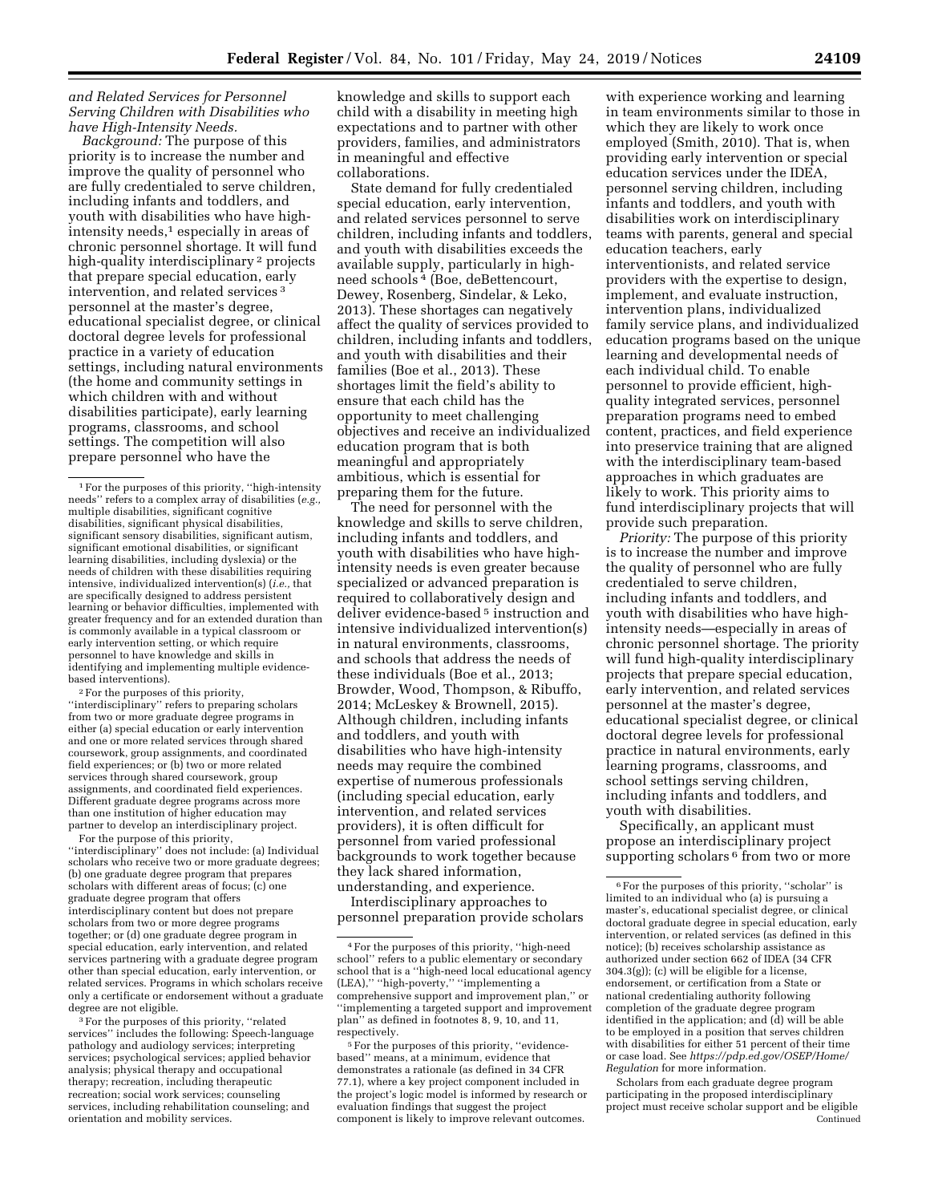*and Related Services for Personnel Serving Children with Disabilities who have High-Intensity Needs.*

*Background:* The purpose of this priority is to increase the number and improve the quality of personnel who are fully credentialed to serve children, including infants and toddlers, and youth with disabilities who have high-intensity needs,[1] especially in areas of chronic personnel shortage. It will fund high-quality interdisciplinary [2] projects that prepare special education, early intervention, and related services [3] personnel at the master's degree, educational specialist degree, or clinical doctoral degree levels for professional practice in a variety of education settings, including natural environments (the home and community settings in which children with and without disabilities participate), early learning programs, classrooms, and school settings. The competition will also prepare personnel who have the knowledge and skills to support each child with a disability in meeting high expectations and to partner with other providers, families, and administrators in meaningful and effective collaborations.

State demand for fully credentialed special education, early intervention, and related services personnel to serve children, including infants and toddlers, and youth with disabilities exceeds the available supply, particularly in high-need schools [4] (Boe, deBettencourt, Dewey, Rosenberg, Sindelar, & Leko, 2013). These shortages can negatively affect the quality of services provided to children, including infants and toddlers, and youth with disabilities and their families (Boe et al., 2013). These shortages limit the field's ability to ensure that each child has the opportunity to meet challenging objectives and receive an individualized education program that is both meaningful and appropriately ambitious, which is essential for preparing them for the future.

The need for personnel with the knowledge and skills to serve children, including infants and toddlers, and youth with disabilities who have high-intensity needs is even greater because specialized or advanced preparation is required to collaboratively design and deliver evidence-based [5] instruction and intensive individualized intervention(s) in natural environments, classrooms, and schools that address the needs of these individuals (Boe et al., 2013; Browder, Wood, Thompson, & Ribuffo, 2014; McLeskey & Brownell, 2015). Although children, including infants and toddlers, and youth with disabilities who have high-intensity needs may require the combined expertise of numerous professionals (including special education, early intervention, and related services providers), it is often difficult for personnel from varied professional backgrounds to work together because they lack shared information, understanding, and experience.

Interdisciplinary approaches to personnel preparation provide scholars with experience working and learning in team environments similar to those in which they are likely to work once employed (Smith, 2010). That is, when providing early intervention or special education services under the IDEA, personnel serving children, including infants and toddlers, and youth with disabilities work on interdisciplinary teams with parents, general and special education teachers, early interventionists, and related service providers with the expertise to design, implement, and evaluate instruction, intervention plans, individualized family service plans, and individualized education programs based on the unique learning and developmental needs of each individual child. To enable personnel to provide efficient, high-quality integrated services, personnel preparation programs need to embed content, practices, and field experience into preservice training that are aligned with the interdisciplinary team-based approaches in which graduates are likely to work. This priority aims to fund interdisciplinary projects that will provide such preparation.

*Priority:* The purpose of this priority is to increase the number and improve the quality of personnel who are fully credentialed to serve children, including infants and toddlers, and youth with disabilities who have high-intensity needs—especially in areas of chronic personnel shortage. The priority will fund high-quality interdisciplinary projects that prepare special education, early intervention, and related services personnel at the master's degree, educational specialist degree, or clinical doctoral degree levels for professional practice in natural environments, early learning programs, classrooms, and school settings serving children, including infants and toddlers, and youth with disabilities.

Specifically, an applicant must propose an interdisciplinary project supporting scholars [6] from two or more

---

[1] For the purposes of this priority, ''high-intensity needs'' refers to a complex array of disabilities (*e.g.,* multiple disabilities, significant cognitive disabilities, significant physical disabilities, significant sensory disabilities, significant autism, significant emotional disabilities, or significant learning disabilities, including dyslexia) or the needs of children with these disabilities requiring intensive, individualized intervention(s) (*i.e.,* that are specifically designed to address persistent learning or behavior difficulties, implemented with greater frequency and for an extended duration than is commonly available in a typical classroom or early intervention setting, or which require personnel to have knowledge and skills in identifying and implementing multiple evidence-based interventions).

[2] For the purposes of this priority, ''interdisciplinary'' refers to preparing scholars from two or more graduate degree programs in either (a) special education or early intervention and one or more related services through shared coursework, group assignments, and coordinated field experiences; or (b) two or more related services through shared coursework, group assignments, and coordinated field experiences. Different graduate degree programs across more than one institution of higher education may partner to develop an interdisciplinary project.

For the purpose of this priority, ''interdisciplinary'' does not include: (a) Individual scholars who receive two or more graduate degrees; (b) one graduate degree program that prepares scholars with different areas of focus; (c) one graduate degree program that offers interdisciplinary content but does not prepare scholars from two or more degree programs together; or (d) one graduate degree program in special education, early intervention, and related services partnering with a graduate degree program other than special education, early intervention, or related services. Programs in which scholars receive only a certificate or endorsement without a graduate degree are not eligible.

[3] For the purposes of this priority, ''related services'' includes the following: Speech-language pathology and audiology services; interpreting services; psychological services; applied behavior analysis; physical therapy and occupational therapy; recreation, including therapeutic recreation; social work services; counseling services, including rehabilitation counseling; and orientation and mobility services.

[4] For the purposes of this priority, ''high-need school'' refers to a public elementary or secondary school that is a ''high-need local educational agency (LEA),'' ''high-poverty,'' ''implementing a comprehensive support and improvement plan,'' or ''implementing a targeted support and improvement plan'' as defined in footnotes 8, 9, 10, and 11, respectively.

[5] For the purposes of this priority, ''evidence-based'' means, at a minimum, evidence that demonstrates a rationale (as defined in 34 CFR 77.1), where a key project component included in the project's logic model is informed by research or evaluation findings that suggest the project component is likely to improve relevant outcomes.

[6] For the purposes of this priority, ''scholar'' is limited to an individual who (a) is pursuing a master's, educational specialist degree, or clinical doctoral graduate degree in special education, early intervention, or related services (as defined in this notice); (b) receives scholarship assistance as authorized under section 662 of IDEA (34 CFR 304.3(g)); (c) will be eligible for a license, endorsement, or certification from a State or national credentialing authority following completion of the graduate degree program identified in the application; and (d) will be able to be employed in a position that serves children with disabilities for either 51 percent of their time or case load. See *https://pdp.ed.gov/OSEP/Home/Regulation* for more information.

Scholars from each graduate degree program participating in the proposed interdisciplinary project must receive scholar support and be eligible
Continued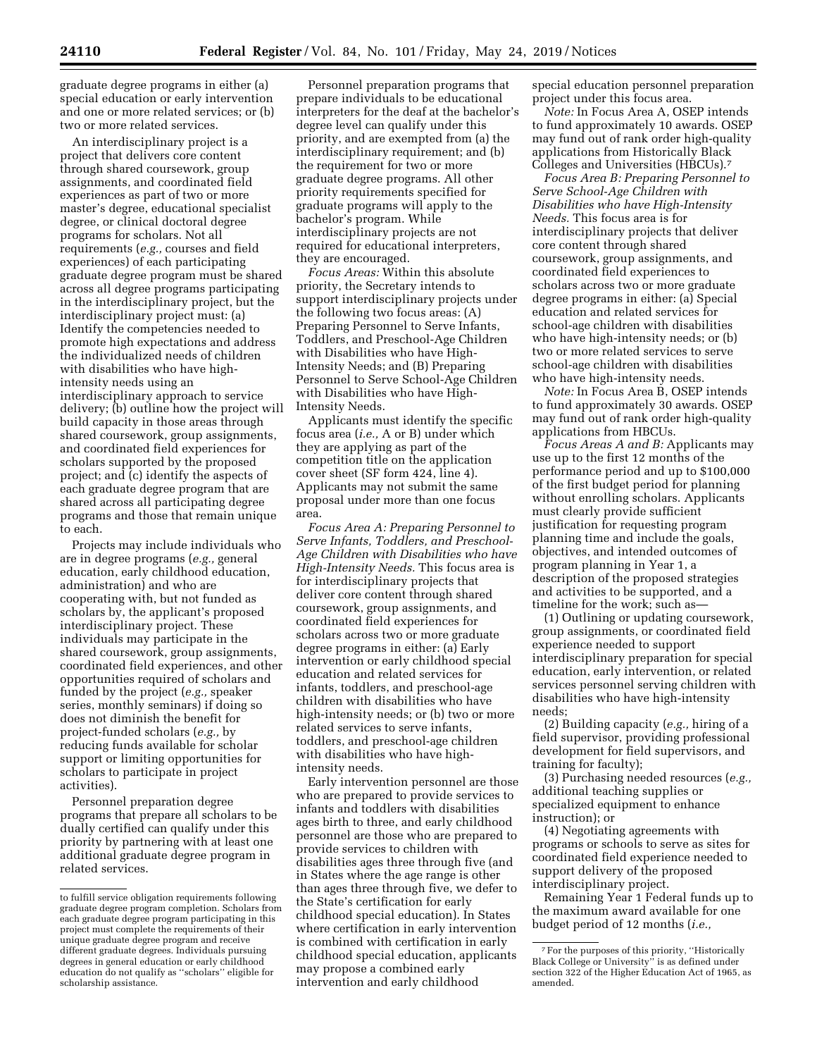graduate degree programs in either (a) special education or early intervention and one or more related services; or (b) two or more related services.

An interdisciplinary project is a project that delivers core content through shared coursework, group assignments, and coordinated field experiences as part of two or more master's degree, educational specialist degree, or clinical doctoral degree programs for scholars. Not all requirements (*e.g.,* courses and field experiences) of each participating graduate degree program must be shared across all degree programs participating in the interdisciplinary project, but the interdisciplinary project must: (a) Identify the competencies needed to promote high expectations and address the individualized needs of children with disabilities who have high-intensity needs using an interdisciplinary approach to service delivery; (b) outline how the project will build capacity in those areas through shared coursework, group assignments, and coordinated field experiences for scholars supported by the proposed project; and (c) identify the aspects of each graduate degree program that are shared across all participating degree programs and those that remain unique to each.

Projects may include individuals who are in degree programs (*e.g.,* general education, early childhood education, administration) and who are cooperating with, but not funded as scholars by, the applicant's proposed interdisciplinary project. These individuals may participate in the shared coursework, group assignments, coordinated field experiences, and other opportunities required of scholars and funded by the project (*e.g.,* speaker series, monthly seminars) if doing so does not diminish the benefit for project-funded scholars (*e.g.,* by reducing funds available for scholar support or limiting opportunities for scholars to participate in project activities).

Personnel preparation degree programs that prepare all scholars to be dually certified can qualify under this priority by partnering with at least one additional graduate degree program in related services.

Personnel preparation programs that prepare individuals to be educational interpreters for the deaf at the bachelor's degree level can qualify under this priority, and are exempted from (a) the interdisciplinary requirement; and (b) the requirement for two or more graduate degree programs. All other priority requirements specified for graduate programs will apply to the bachelor's program. While interdisciplinary projects are not required for educational interpreters, they are encouraged.

*Focus Areas:* Within this absolute priority, the Secretary intends to support interdisciplinary projects under the following two focus areas: (A) Preparing Personnel to Serve Infants, Toddlers, and Preschool-Age Children with Disabilities who have High-Intensity Needs; and (B) Preparing Personnel to Serve School-Age Children with Disabilities who have High-Intensity Needs.

Applicants must identify the specific focus area (*i.e.,* A or B) under which they are applying as part of the competition title on the application cover sheet (SF form 424, line 4). Applicants may not submit the same proposal under more than one focus area.

*Focus Area A: Preparing Personnel to Serve Infants, Toddlers, and Preschool-Age Children with Disabilities who have High-Intensity Needs.* This focus area is for interdisciplinary projects that deliver core content through shared coursework, group assignments, and coordinated field experiences for scholars across two or more graduate degree programs in either: (a) Early intervention or early childhood special education and related services for infants, toddlers, and preschool-age children with disabilities who have high-intensity needs; or (b) two or more related services to serve infants, toddlers, and preschool-age children with disabilities who have high-intensity needs.

Early intervention personnel are those who are prepared to provide services to infants and toddlers with disabilities ages birth to three, and early childhood personnel are those who are prepared to provide services to children with disabilities ages three through five (and in States where the age range is other than ages three through five, we defer to the State's certification for early childhood special education). In States where certification in early intervention is combined with certification in early childhood special education, applicants may propose a combined early intervention and early childhood special education personnel preparation project under this focus area.

*Note:* In Focus Area A, OSEP intends to fund approximately 10 awards. OSEP may fund out of rank order high-quality applications from Historically Black Colleges and Universities (HBCUs).[7]

*Focus Area B: Preparing Personnel to Serve School-Age Children with Disabilities who have High-Intensity Needs.* This focus area is for interdisciplinary projects that deliver core content through shared coursework, group assignments, and coordinated field experiences to scholars across two or more graduate degree programs in either: (a) Special education and related services for school-age children with disabilities who have high-intensity needs; or (b) two or more related services to serve school-age children with disabilities who have high-intensity needs.

*Note:* In Focus Area B, OSEP intends to fund approximately 30 awards. OSEP may fund out of rank order high-quality applications from HBCUs.

*Focus Areas A and B:* Applicants may use up to the first 12 months of the performance period and up to $100,000 of the first budget period for planning without enrolling scholars. Applicants must clearly provide sufficient justification for requesting program planning time and include the goals, objectives, and intended outcomes of program planning in Year 1, a description of the proposed strategies and activities to be supported, and a timeline for the work; such as—

(1) Outlining or updating coursework, group assignments, or coordinated field experience needed to support interdisciplinary preparation for special education, early intervention, or related services personnel serving children with disabilities who have high-intensity needs;

(2) Building capacity (*e.g.,* hiring of a field supervisor, providing professional development for field supervisors, and training for faculty);

(3) Purchasing needed resources (*e.g.,* additional teaching supplies or specialized equipment to enhance instruction); or

(4) Negotiating agreements with programs or schools to serve as sites for coordinated field experience needed to support delivery of the proposed interdisciplinary project.

Remaining Year 1 Federal funds up to the maximum award available for one budget period of 12 months (*i.e.,*

---

to fulfill service obligation requirements following graduate degree program completion. Scholars from each graduate degree program participating in this project must complete the requirements of their unique graduate degree program and receive different graduate degrees. Individuals pursuing degrees in general education or early childhood education do not qualify as "scholars" eligible for scholarship assistance.

[7] For the purposes of this priority, "Historically Black College or University" is as defined under section 322 of the Higher Education Act of 1965, as amended.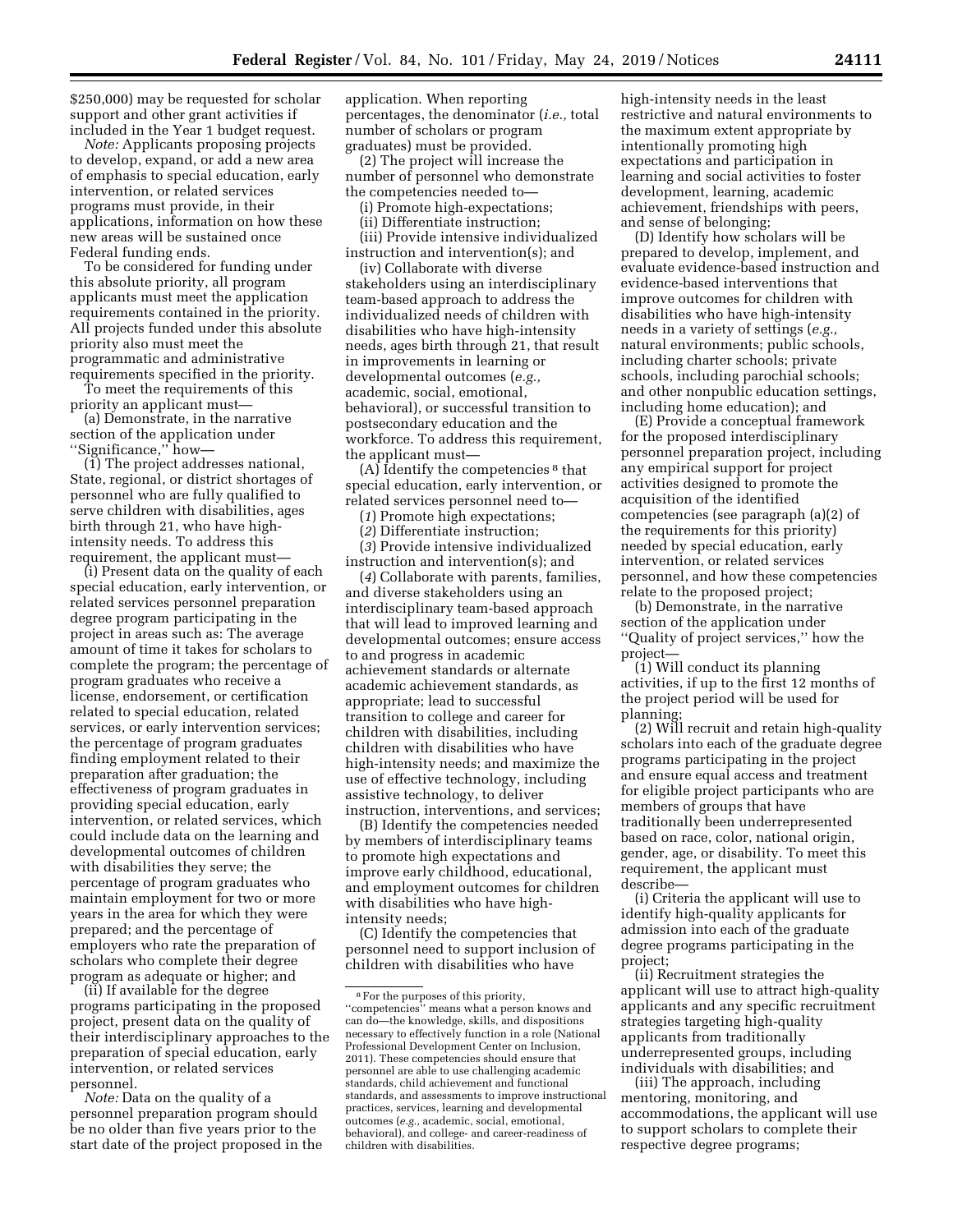$250,000) may be requested for scholar support and other grant activities if included in the Year 1 budget request.

*Note:* Applicants proposing projects to develop, expand, or add a new area of emphasis to special education, early intervention, or related services programs must provide, in their applications, information on how these new areas will be sustained once Federal funding ends.

To be considered for funding under this absolute priority, all program applicants must meet the application requirements contained in the priority. All projects funded under this absolute priority also must meet the programmatic and administrative requirements specified in the priority.

To meet the requirements of this priority an applicant must—

(a) Demonstrate, in the narrative section of the application under ''Significance,'' how—

(1) The project addresses national, State, regional, or district shortages of personnel who are fully qualified to serve children with disabilities, ages birth through 21, who have high-intensity needs. To address this requirement, the applicant must—

(i) Present data on the quality of each special education, early intervention, or related services personnel preparation degree program participating in the project in areas such as: The average amount of time it takes for scholars to complete the program; the percentage of program graduates who receive a license, endorsement, or certification related to special education, related services, or early intervention services; the percentage of program graduates finding employment related to their preparation after graduation; the effectiveness of program graduates in providing special education, early intervention, or related services, which could include data on the learning and developmental outcomes of children with disabilities they serve; the percentage of program graduates who maintain employment for two or more years in the area for which they were prepared; and the percentage of employers who rate the preparation of scholars who complete their degree program as adequate or higher; and

(ii) If available for the degree programs participating in the proposed project, present data on the quality of their interdisciplinary approaches to the preparation of special education, early intervention, or related services personnel.

*Note:* Data on the quality of a personnel preparation program should be no older than five years prior to the start date of the project proposed in the application. When reporting percentages, the denominator (*i.e.,* total number of scholars or program graduates) must be provided.

(2) The project will increase the number of personnel who demonstrate the competencies needed to—

(i) Promote high-expectations;

(ii) Differentiate instruction;

(iii) Provide intensive individualized instruction and intervention(s); and

(iv) Collaborate with diverse stakeholders using an interdisciplinary team-based approach to address the individualized needs of children with disabilities who have high-intensity needs, ages birth through 21, that result in improvements in learning or developmental outcomes (*e.g.,* academic, social, emotional, behavioral), or successful transition to postsecondary education and the workforce. To address this requirement, the applicant must—

(A) Identify the competencies [8] that special education, early intervention, or related services personnel need to—

(*1*) Promote high expectations;

(*2*) Differentiate instruction;

(*3*) Provide intensive individualized instruction and intervention(s); and

(*4*) Collaborate with parents, families, and diverse stakeholders using an interdisciplinary team-based approach that will lead to improved learning and developmental outcomes; ensure access to and progress in academic achievement standards or alternate academic achievement standards, as appropriate; lead to successful transition to college and career for children with disabilities, including children with disabilities who have high-intensity needs; and maximize the use of effective technology, including assistive technology, to deliver instruction, interventions, and services;

(B) Identify the competencies needed by members of interdisciplinary teams to promote high expectations and improve early childhood, educational, and employment outcomes for children with disabilities who have high-intensity needs;

(C) Identify the competencies that personnel need to support inclusion of children with disabilities who have high-intensity needs in the least restrictive and natural environments to the maximum extent appropriate by intentionally promoting high expectations and participation in learning and social activities to foster development, learning, academic achievement, friendships with peers, and sense of belonging;

(D) Identify how scholars will be prepared to develop, implement, and evaluate evidence-based instruction and evidence-based interventions that improve outcomes for children with disabilities who have high-intensity needs in a variety of settings (*e.g.,* natural environments; public schools, including charter schools; private schools, including parochial schools; and other nonpublic education settings, including home education); and

(E) Provide a conceptual framework for the proposed interdisciplinary personnel preparation project, including any empirical support for project activities designed to promote the acquisition of the identified competencies (see paragraph (a)(2) of the requirements for this priority) needed by special education, early intervention, or related services personnel, and how these competencies relate to the proposed project;

(b) Demonstrate, in the narrative section of the application under ''Quality of project services,'' how the project—

(1) Will conduct its planning activities, if up to the first 12 months of the project period will be used for planning;

(2) Will recruit and retain high-quality scholars into each of the graduate degree programs participating in the project and ensure equal access and treatment for eligible project participants who are members of groups that have traditionally been underrepresented based on race, color, national origin, gender, age, or disability. To meet this requirement, the applicant must describe—

(i) Criteria the applicant will use to identify high-quality applicants for admission into each of the graduate degree programs participating in the project;

(ii) Recruitment strategies the applicant will use to attract high-quality applicants and any specific recruitment strategies targeting high-quality applicants from traditionally underrepresented groups, including individuals with disabilities; and

(iii) The approach, including mentoring, monitoring, and accommodations, the applicant will use to support scholars to complete their respective degree programs;

[8] For the purposes of this priority, ''competencies'' means what a person knows and can do—the knowledge, skills, and dispositions necessary to effectively function in a role (National Professional Development Center on Inclusion, 2011). These competencies should ensure that personnel are able to use challenging academic standards, child achievement and functional standards, and assessments to improve instructional practices, services, learning and developmental outcomes (*e.g.,* academic, social, emotional, behavioral), and college- and career-readiness of children with disabilities.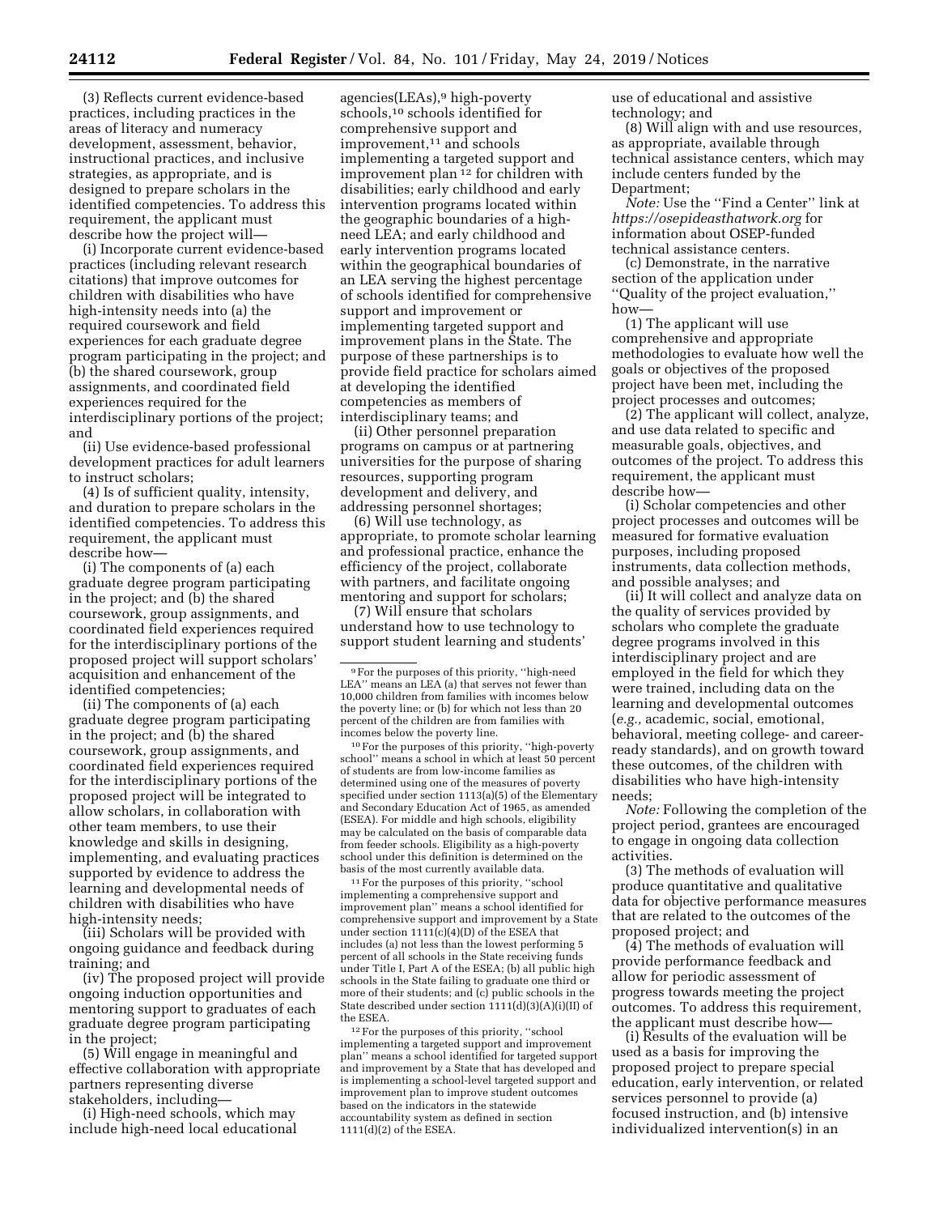(3) Reflects current evidence-based practices, including practices in the areas of literacy and numeracy development, assessment, behavior, instructional practices, and inclusive strategies, as appropriate, and is designed to prepare scholars in the identified competencies. To address this requirement, the applicant must describe how the project will—

(i) Incorporate current evidence-based practices (including relevant research citations) that improve outcomes for children with disabilities who have high-intensity needs into (a) the required coursework and field experiences for each graduate degree program participating in the project; and (b) the shared coursework, group assignments, and coordinated field experiences required for the interdisciplinary portions of the project; and

(ii) Use evidence-based professional development practices for adult learners to instruct scholars;

(4) Is of sufficient quality, intensity, and duration to prepare scholars in the identified competencies. To address this requirement, the applicant must describe how—

(i) The components of (a) each graduate degree program participating in the project; and (b) the shared coursework, group assignments, and coordinated field experiences required for the interdisciplinary portions of the proposed project will support scholars' acquisition and enhancement of the identified competencies;

(ii) The components of (a) each graduate degree program participating in the project; and (b) the shared coursework, group assignments, and coordinated field experiences required for the interdisciplinary portions of the proposed project will be integrated to allow scholars, in collaboration with other team members, to use their knowledge and skills in designing, implementing, and evaluating practices supported by evidence to address the learning and developmental needs of children with disabilities who have high-intensity needs;

(iii) Scholars will be provided with ongoing guidance and feedback during training; and

(iv) The proposed project will provide ongoing induction opportunities and mentoring support to graduates of each graduate degree program participating in the project;

(5) Will engage in meaningful and effective collaboration with appropriate partners representing diverse stakeholders, including—

(i) High-need schools, which may include high-need local educational agencies(LEAs),[9] high-poverty schools,[10] schools identified for comprehensive support and improvement,[11] and schools implementing a targeted support and improvement plan [12] for children with disabilities; early childhood and early intervention programs located within the geographic boundaries of a high-need LEA; and early childhood and early intervention programs located within the geographical boundaries of an LEA serving the highest percentage of schools identified for comprehensive support and improvement or implementing targeted support and improvement plans in the State. The purpose of these partnerships is to provide field practice for scholars aimed at developing the identified competencies as members of interdisciplinary teams; and

(ii) Other personnel preparation programs on campus or at partnering universities for the purpose of sharing resources, supporting program development and delivery, and addressing personnel shortages;

(6) Will use technology, as appropriate, to promote scholar learning and professional practice, enhance the efficiency of the project, collaborate with partners, and facilitate ongoing mentoring and support for scholars;

(7) Will ensure that scholars understand how to use technology to support student learning and students' use of educational and assistive technology; and

(8) Will align with and use resources, as appropriate, available through technical assistance centers, which may include centers funded by the Department;

*Note:* Use the ''Find a Center'' link at *https://osepideasthatwork.org* for information about OSEP-funded technical assistance centers.

(c) Demonstrate, in the narrative section of the application under ''Quality of the project evaluation,'' how—

(1) The applicant will use comprehensive and appropriate methodologies to evaluate how well the goals or objectives of the proposed project have been met, including the project processes and outcomes;

(2) The applicant will collect, analyze, and use data related to specific and measurable goals, objectives, and outcomes of the project. To address this requirement, the applicant must describe how—

(i) Scholar competencies and other project processes and outcomes will be measured for formative evaluation purposes, including proposed instruments, data collection methods, and possible analyses; and

(ii) It will collect and analyze data on the quality of services provided by scholars who complete the graduate degree programs involved in this interdisciplinary project and are employed in the field for which they were trained, including data on the learning and developmental outcomes (*e.g.,* academic, social, emotional, behavioral, meeting college- and career-ready standards), and on growth toward these outcomes, of the children with disabilities who have high-intensity needs;

*Note:* Following the completion of the project period, grantees are encouraged to engage in ongoing data collection activities.

(3) The methods of evaluation will produce quantitative and qualitative data for objective performance measures that are related to the outcomes of the proposed project; and

(4) The methods of evaluation will provide performance feedback and allow for periodic assessment of progress towards meeting the project outcomes. To address this requirement, the applicant must describe how—

(i) Results of the evaluation will be used as a basis for improving the proposed project to prepare special education, early intervention, or related services personnel to provide (a) focused instruction, and (b) intensive individualized intervention(s) in an

---

[9] For the purposes of this priority, ''high-need LEA'' means an LEA (a) that serves not fewer than 10,000 children from families with incomes below the poverty line; or (b) for which not less than 20 percent of the children are from families with incomes below the poverty line.

[10] For the purposes of this priority, ''high-poverty school'' means a school in which at least 50 percent of students are from low-income families as determined using one of the measures of poverty specified under section 1113(a)(5) of the Elementary and Secondary Education Act of 1965, as amended (ESEA). For middle and high schools, eligibility may be calculated on the basis of comparable data from feeder schools. Eligibility as a high-poverty school under this definition is determined on the basis of the most currently available data.

[11] For the purposes of this priority, ''school implementing a comprehensive support and improvement plan'' means a school identified for comprehensive support and improvement by a State under section 1111(c)(4)(D) of the ESEA that includes (a) not less than the lowest performing 5 percent of all schools in the State receiving funds under Title I, Part A of the ESEA; (b) all public high schools in the State failing to graduate one third or more of their students; and (c) public schools in the State described under section 1111(d)(3)(A)(i)(II) of the ESEA.

[12] For the purposes of this priority, ''school implementing a targeted support and improvement plan'' means a school identified for targeted support and improvement by a State that has developed and is implementing a school-level targeted support and improvement plan to improve student outcomes based on the indicators in the statewide accountability system as defined in section 1111(d)(2) of the ESEA.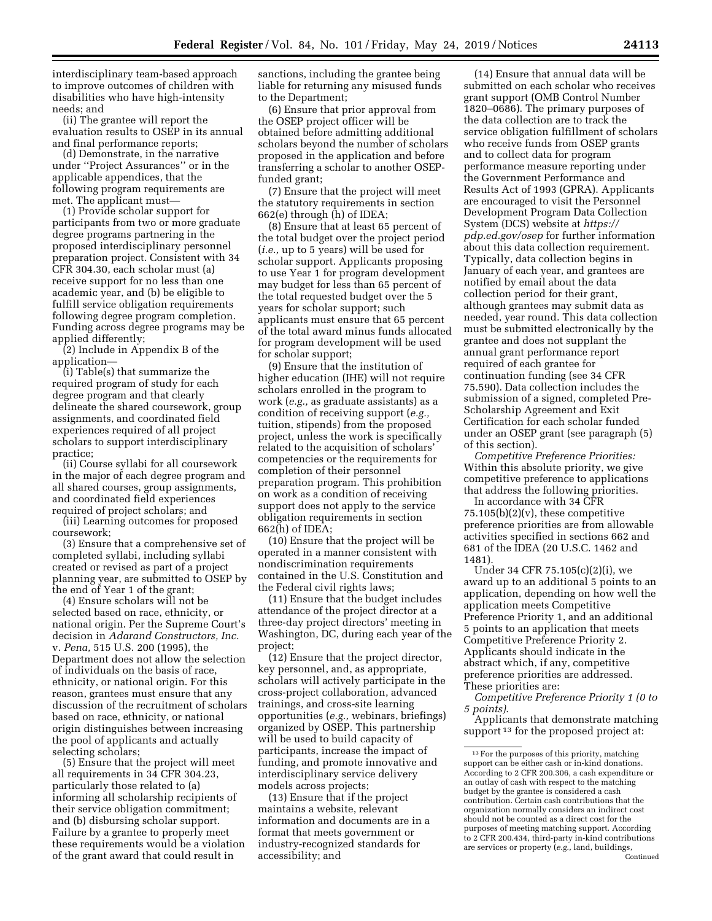interdisciplinary team-based approach to improve outcomes of children with disabilities who have high-intensity needs; and

(ii) The grantee will report the evaluation results to OSEP in its annual and final performance reports;

(d) Demonstrate, in the narrative under ''Project Assurances'' or in the applicable appendices, that the following program requirements are met. The applicant must—

(1) Provide scholar support for participants from two or more graduate degree programs partnering in the proposed interdisciplinary personnel preparation project. Consistent with 34 CFR 304.30, each scholar must (a) receive support for no less than one academic year, and (b) be eligible to fulfill service obligation requirements following degree program completion. Funding across degree programs may be applied differently;

(2) Include in Appendix B of the application—

(i) Table(s) that summarize the required program of study for each degree program and that clearly delineate the shared coursework, group assignments, and coordinated field experiences required of all project scholars to support interdisciplinary practice;

(ii) Course syllabi for all coursework in the major of each degree program and all shared courses, group assignments, and coordinated field experiences required of project scholars; and

(iii) Learning outcomes for proposed coursework;

(3) Ensure that a comprehensive set of completed syllabi, including syllabi created or revised as part of a project planning year, are submitted to OSEP by the end of Year 1 of the grant;

(4) Ensure scholars will not be selected based on race, ethnicity, or national origin. Per the Supreme Court's decision in *Adarand Constructors, Inc.* v. *Pena,* 515 U.S. 200 (1995), the Department does not allow the selection of individuals on the basis of race, ethnicity, or national origin. For this reason, grantees must ensure that any discussion of the recruitment of scholars based on race, ethnicity, or national origin distinguishes between increasing the pool of applicants and actually selecting scholars;

(5) Ensure that the project will meet all requirements in 34 CFR 304.23, particularly those related to (a) informing all scholarship recipients of their service obligation commitment; and (b) disbursing scholar support. Failure by a grantee to properly meet these requirements would be a violation of the grant award that could result in sanctions, including the grantee being liable for returning any misused funds to the Department;

(6) Ensure that prior approval from the OSEP project officer will be obtained before admitting additional scholars beyond the number of scholars proposed in the application and before transferring a scholar to another OSEP-funded grant;

(7) Ensure that the project will meet the statutory requirements in section 662(e) through (h) of IDEA;

(8) Ensure that at least 65 percent of the total budget over the project period (*i.e.,* up to 5 years) will be used for scholar support. Applicants proposing to use Year 1 for program development may budget for less than 65 percent of the total requested budget over the 5 years for scholar support; such applicants must ensure that 65 percent of the total award minus funds allocated for program development will be used for scholar support;

(9) Ensure that the institution of higher education (IHE) will not require scholars enrolled in the program to work (*e.g.,* as graduate assistants) as a condition of receiving support (*e.g.,* tuition, stipends) from the proposed project, unless the work is specifically related to the acquisition of scholars' competencies or the requirements for completion of their personnel preparation program. This prohibition on work as a condition of receiving support does not apply to the service obligation requirements in section 662(h) of IDEA;

(10) Ensure that the project will be operated in a manner consistent with nondiscrimination requirements contained in the U.S. Constitution and the Federal civil rights laws;

(11) Ensure that the budget includes attendance of the project director at a three-day project directors' meeting in Washington, DC, during each year of the project;

(12) Ensure that the project director, key personnel, and, as appropriate, scholars will actively participate in the cross-project collaboration, advanced trainings, and cross-site learning opportunities (*e.g.,* webinars, briefings) organized by OSEP. This partnership will be used to build capacity of participants, increase the impact of funding, and promote innovative and interdisciplinary service delivery models across projects;

(13) Ensure that if the project maintains a website, relevant information and documents are in a format that meets government or industry-recognized standards for accessibility; and

(14) Ensure that annual data will be submitted on each scholar who receives grant support (OMB Control Number 1820–0686). The primary purposes of the data collection are to track the service obligation fulfillment of scholars who receive funds from OSEP grants and to collect data for program performance measure reporting under the Government Performance and Results Act of 1993 (GPRA). Applicants are encouraged to visit the Personnel Development Program Data Collection System (DCS) website at *https://pdp.ed.gov/osep* for further information about this data collection requirement. Typically, data collection begins in January of each year, and grantees are notified by email about the data collection period for their grant, although grantees may submit data as needed, year round. This data collection must be submitted electronically by the grantee and does not supplant the annual grant performance report required of each grantee for continuation funding (see 34 CFR 75.590). Data collection includes the submission of a signed, completed Pre-Scholarship Agreement and Exit Certification for each scholar funded under an OSEP grant (see paragraph (5) of this section).

*Competitive Preference Priorities:* Within this absolute priority, we give competitive preference to applications that address the following priorities.

In accordance with 34 CFR 75.105(b)(2)(v), these competitive preference priorities are from allowable activities specified in sections 662 and 681 of the IDEA (20 U.S.C. 1462 and 1481).

Under 34 CFR 75.105(c)(2)(i), we award up to an additional 5 points to an application, depending on how well the application meets Competitive Preference Priority 1, and an additional 5 points to an application that meets Competitive Preference Priority 2. Applicants should indicate in the abstract which, if any, competitive preference priorities are addressed. These priorities are:

*Competitive Preference Priority 1 (0 to 5 points).*

Applicants that demonstrate matching support[13] for the proposed project at:

[13] For the purposes of this priority, matching support can be either cash or in-kind donations. According to 2 CFR 200.306, a cash expenditure or an outlay of cash with respect to the matching budget by the grantee is considered a cash contribution. Certain cash contributions that the organization normally considers an indirect cost should not be counted as a direct cost for the purposes of meeting matching support. According to 2 CFR 200.434, third-party in-kind contributions are services or property (*e.g.,* land, buildings, Continued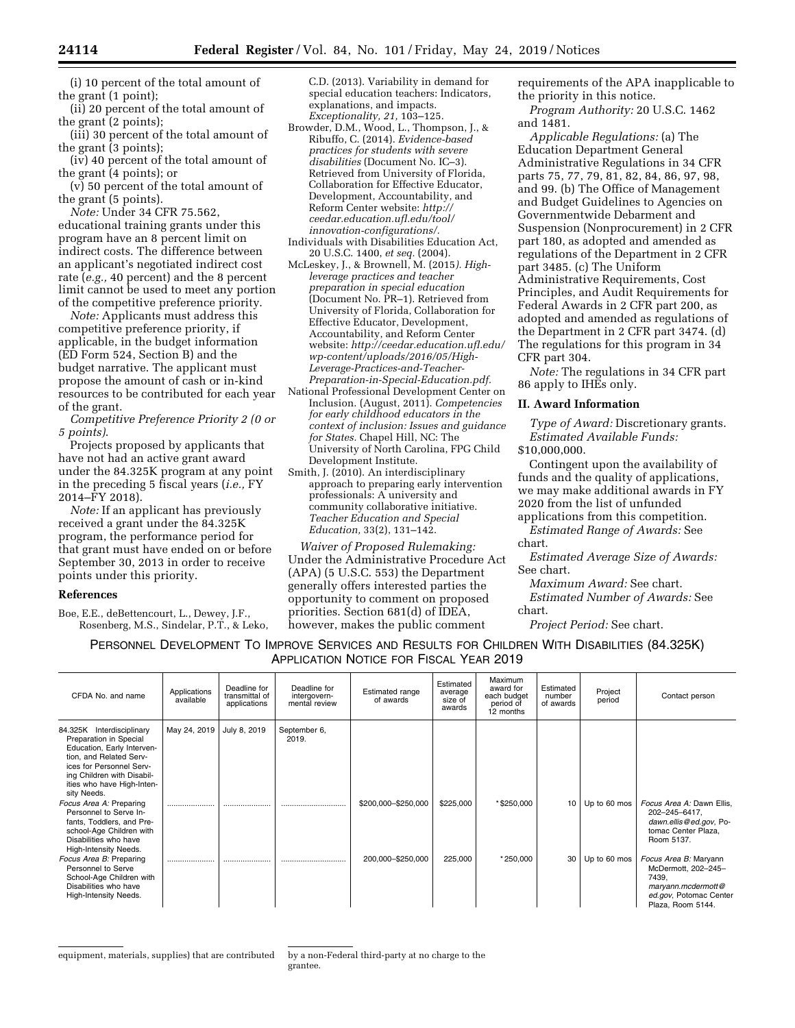(i) 10 percent of the total amount of the grant (1 point);

(ii) 20 percent of the total amount of the grant (2 points);

(iii) 30 percent of the total amount of the grant (3 points);

(iv) 40 percent of the total amount of the grant (4 points); or

(v) 50 percent of the total amount of the grant (5 points).

*Note:* Under 34 CFR 75.562, educational training grants under this program have an 8 percent limit on indirect costs. The difference between an applicant's negotiated indirect cost rate (*e.g.,* 40 percent) and the 8 percent limit cannot be used to meet any portion of the competitive preference priority.

*Note:* Applicants must address this competitive preference priority, if applicable, in the budget information (ED Form 524, Section B) and the budget narrative. The applicant must propose the amount of cash or in-kind resources to be contributed for each year of the grant.

*Competitive Preference Priority 2 (0 or 5 points).*

Projects proposed by applicants that have not had an active grant award under the 84.325K program at any point in the preceding 5 fiscal years (*i.e.,* FY 2014–FY 2018).

*Note:* If an applicant has previously received a grant under the 84.325K program, the performance period for that grant must have ended on or before September 30, 2013 in order to receive points under this priority.

**References**

Boe, E.E., deBettencourt, L., Dewey, J.F., Rosenberg, M.S., Sindelar, P.T., & Leko, C.D. (2013). Variability in demand for special education teachers: Indicators, explanations, and impacts. *Exceptionality, 21,* 103–125.

Browder, D.M., Wood, L., Thompson, J., & Ribuffo, C. (2014). *Evidence-based practices for students with severe disabilities* (Document No. IC–3). Retrieved from University of Florida, Collaboration for Effective Educator, Development, Accountability, and Reform Center website: *http://ceedar.education.ufl.edu/tool/innovation-configurations/.*

Individuals with Disabilities Education Act, 20 U.S.C. 1400, *et seq.* (2004).

McLeskey, J., & Brownell, M. (2015*). High-leverage practices and teacher preparation in special education* (Document No. PR–1). Retrieved from University of Florida, Collaboration for Effective Educator, Development, Accountability, and Reform Center website: *http://ceedar.education.ufl.edu/wp-content/uploads/2016/05/High-Leverage-Practices-and-Teacher-Preparation-in-Special-Education.pdf.*

National Professional Development Center on Inclusion. (August, 2011). *Competencies for early childhood educators in the context of inclusion: Issues and guidance for States.* Chapel Hill, NC: The University of North Carolina, FPG Child Development Institute.

Smith, J. (2010). An interdisciplinary approach to preparing early intervention professionals: A university and community collaborative initiative. *Teacher Education and Special Education,* 33(2), 131–142.

*Waiver of Proposed Rulemaking:* Under the Administrative Procedure Act (APA) (5 U.S.C. 553) the Department generally offers interested parties the opportunity to comment on proposed priorities. Section 681(d) of IDEA, however, makes the public comment requirements of the APA inapplicable to the priority in this notice.

*Program Authority:* 20 U.S.C. 1462 and 1481.

*Applicable Regulations:* (a) The Education Department General Administrative Regulations in 34 CFR parts 75, 77, 79, 81, 82, 84, 86, 97, 98, and 99. (b) The Office of Management and Budget Guidelines to Agencies on Governmentwide Debarment and Suspension (Nonprocurement) in 2 CFR part 180, as adopted and amended as regulations of the Department in 2 CFR part 3485. (c) The Uniform Administrative Requirements, Cost Principles, and Audit Requirements for Federal Awards in 2 CFR part 200, as adopted and amended as regulations of the Department in 2 CFR part 3474. (d) The regulations for this program in 34 CFR part 304.

*Note:* The regulations in 34 CFR part 86 apply to IHEs only.

## II. Award Information

*Type of Award:* Discretionary grants.

*Estimated Available Funds:* $10,000,000.

Contingent upon the availability of funds and the quality of applications, we may make additional awards in FY 2020 from the list of unfunded applications from this competition.

*Estimated Range of Awards:* See chart.

*Estimated Average Size of Awards:* See chart.

*Maximum Award:* See chart.

*Estimated Number of Awards:* See chart.

*Project Period:* See chart.

PERSONNEL DEVELOPMENT TO IMPROVE SERVICES AND RESULTS FOR CHILDREN WITH DISABILITIES (84.325K) APPLICATION NOTICE FOR FISCAL YEAR 2019

| CFDA No. and name | Applications available | Deadline for transmittal of applications | Deadline for intergovernmental review | Estimated range of awards | Estimated average size of awards | Maximum award for each budget period of 12 months | Estimated number of awards | Project period | Contact person |
|---|---|---|---|---|---|---|---|---|---|
| 84.325K Interdisciplinary Preparation in Special Education, Early Intervention, and Related Services for Personnel Serving Children with Disabilities who have High-Intensity Needs. | May 24, 2019 | July 8, 2019 | September 6, 2019. | | | | | | |
| *Focus Area A:* Preparing Personnel to Serve Infants, Toddlers, and Preschool-Age Children with Disabilities who have High-Intensity Needs. | .................... | .................... | .............................. | $200,000–$250,000 | $225,000 | *$250,000 | 10 | Up to 60 mos | *Focus Area A:* Dawn Ellis, 202–245–6417, *dawn.ellis@ed.gov*, Potomac Center Plaza, Room 5137. |
| *Focus Area B:* Preparing Personnel to Serve School-Age Children with Disabilities who have High-Intensity Needs. | .................... | .................... | .............................. | 200,000–$250,000 | 225,000 | *250,000 | 30 | Up to 60 mos | *Focus Area B:* Maryann McDermott, 202–245–7439, *maryann.mcdermott@ed.gov*, Potomac Center Plaza, Room 5144. |

equipment, materials, supplies) that are contributed by a non-Federal third-party at no charge to the grantee.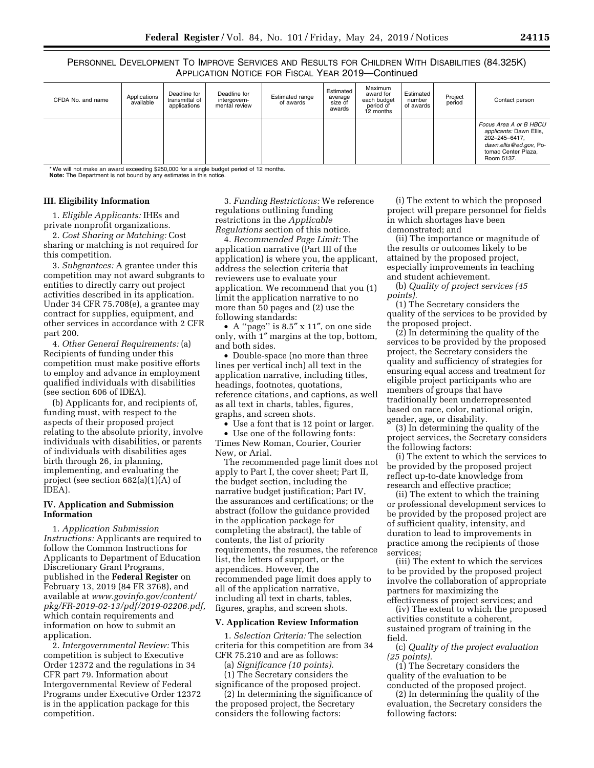PERSONNEL DEVELOPMENT TO IMPROVE SERVICES AND RESULTS FOR CHILDREN WITH DISABILITIES (84.325K) APPLICATION NOTICE FOR FISCAL YEAR 2019—Continued

| CFDA No. and name | Applications available | Deadline for transmittal of applications | Deadline for intergovern-mental review | Estimated range of awards | Estimated average size of awards | Maximum award for each budget period of 12 months | Estimated number of awards | Project period | Contact person |
|---|---|---|---|---|---|---|---|---|---|
| | | | | | | | | | *Focus Area A or B HBCU applicants:* Dawn Ellis, 202–245–6417, *dawn.ellis@ed.gov*, Potomac Center Plaza, Room 5137. |

*We will not make an award exceeding $250,000 for a single budget period of 12 months.
**Note:** The Department is not bound by any estimates in this notice.

### III. Eligibility Information

1. *Eligible Applicants:* IHEs and private nonprofit organizations.

2. *Cost Sharing or Matching:* Cost sharing or matching is not required for this competition.

3. *Subgrantees:* A grantee under this competition may not award subgrants to entities to directly carry out project activities described in its application. Under 34 CFR 75.708(e), a grantee may contract for supplies, equipment, and other services in accordance with 2 CFR part 200.

4. *Other General Requirements:* (a) Recipients of funding under this competition must make positive efforts to employ and advance in employment qualified individuals with disabilities (see section 606 of IDEA).

(b) Applicants for, and recipients of, funding must, with respect to the aspects of their proposed project relating to the absolute priority, involve individuals with disabilities, or parents of individuals with disabilities ages birth through 26, in planning, implementing, and evaluating the project (see section 682(a)(1)(A) of IDEA).

### IV. Application and Submission Information

1. *Application Submission Instructions:* Applicants are required to follow the Common Instructions for Applicants to Department of Education Discretionary Grant Programs, published in the **Federal Register** on February 13, 2019 (84 FR 3768), and available at *www.govinfo.gov/content/pkg/FR-2019-02-13/pdf/2019-02206.pdf,* which contain requirements and information on how to submit an application.

2. *Intergovernmental Review:* This competition is subject to Executive Order 12372 and the regulations in 34 CFR part 79. Information about Intergovernmental Review of Federal Programs under Executive Order 12372 is in the application package for this competition.

3. *Funding Restrictions:* We reference regulations outlining funding restrictions in the *Applicable Regulations* section of this notice.

4. *Recommended Page Limit:* The application narrative (Part III of the application) is where you, the applicant, address the selection criteria that reviewers use to evaluate your application. We recommend that you (1) limit the application narrative to no more than 50 pages and (2) use the following standards:

- A ''page'' is 8.5″ x 11″, on one side only, with 1″ margins at the top, bottom, and both sides.
- Double-space (no more than three lines per vertical inch) all text in the application narrative, including titles, headings, footnotes, quotations, reference citations, and captions, as well as all text in charts, tables, figures, graphs, and screen shots.
- Use a font that is 12 point or larger.
- Use one of the following fonts: Times New Roman, Courier, Courier New, or Arial.

The recommended page limit does not apply to Part I, the cover sheet; Part II, the budget section, including the narrative budget justification; Part IV, the assurances and certifications; or the abstract (follow the guidance provided in the application package for completing the abstract), the table of contents, the list of priority requirements, the resumes, the reference list, the letters of support, or the appendices. However, the recommended page limit does apply to all of the application narrative, including all text in charts, tables, figures, graphs, and screen shots.

### V. Application Review Information

1. *Selection Criteria:* The selection criteria for this competition are from 34 CFR 75.210 and are as follows:

(a) *Significance (10 points).*

(1) The Secretary considers the significance of the proposed project.

(2) In determining the significance of the proposed project, the Secretary considers the following factors:

(i) The extent to which the proposed project will prepare personnel for fields in which shortages have been demonstrated; and

(ii) The importance or magnitude of the results or outcomes likely to be attained by the proposed project, especially improvements in teaching and student achievement.

(b) *Quality of project services (45 points).*

(1) The Secretary considers the quality of the services to be provided by the proposed project.

(2) In determining the quality of the services to be provided by the proposed project, the Secretary considers the quality and sufficiency of strategies for ensuring equal access and treatment for eligible project participants who are members of groups that have traditionally been underrepresented based on race, color, national origin, gender, age, or disability.

(3) In determining the quality of the project services, the Secretary considers the following factors:

(i) The extent to which the services to be provided by the proposed project reflect up-to-date knowledge from research and effective practice;

(ii) The extent to which the training or professional development services to be provided by the proposed project are of sufficient quality, intensity, and duration to lead to improvements in practice among the recipients of those services;

(iii) The extent to which the services to be provided by the proposed project involve the collaboration of appropriate partners for maximizing the effectiveness of project services; and

(iv) The extent to which the proposed activities constitute a coherent, sustained program of training in the field.

(c) *Quality of the project evaluation (25 points).*

(1) The Secretary considers the quality of the evaluation to be conducted of the proposed project.

(2) In determining the quality of the evaluation, the Secretary considers the following factors: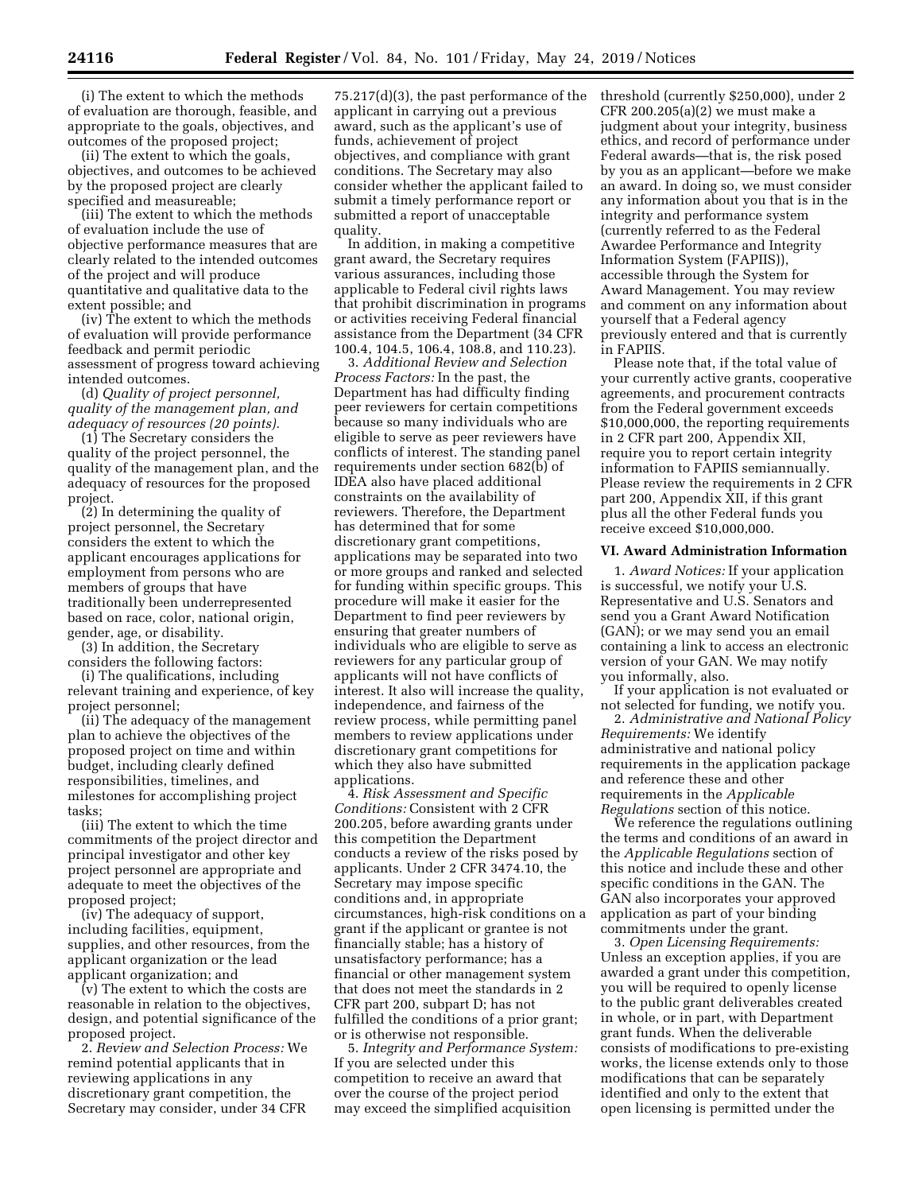(i) The extent to which the methods of evaluation are thorough, feasible, and appropriate to the goals, objectives, and outcomes of the proposed project;

(ii) The extent to which the goals, objectives, and outcomes to be achieved by the proposed project are clearly specified and measureable;

(iii) The extent to which the methods of evaluation include the use of objective performance measures that are clearly related to the intended outcomes of the project and will produce quantitative and qualitative data to the extent possible; and

(iv) The extent to which the methods of evaluation will provide performance feedback and permit periodic assessment of progress toward achieving intended outcomes.

(d) *Quality of project personnel, quality of the management plan, and adequacy of resources (20 points).*

(1) The Secretary considers the quality of the project personnel, the quality of the management plan, and the adequacy of resources for the proposed project.

(2) In determining the quality of project personnel, the Secretary considers the extent to which the applicant encourages applications for employment from persons who are members of groups that have traditionally been underrepresented based on race, color, national origin, gender, age, or disability.

(3) In addition, the Secretary considers the following factors:

(i) The qualifications, including relevant training and experience, of key project personnel;

(ii) The adequacy of the management plan to achieve the objectives of the proposed project on time and within budget, including clearly defined responsibilities, timelines, and milestones for accomplishing project tasks;

(iii) The extent to which the time commitments of the project director and principal investigator and other key project personnel are appropriate and adequate to meet the objectives of the proposed project;

(iv) The adequacy of support, including facilities, equipment, supplies, and other resources, from the applicant organization or the lead applicant organization; and

(v) The extent to which the costs are reasonable in relation to the objectives, design, and potential significance of the proposed project.

2. *Review and Selection Process:* We remind potential applicants that in reviewing applications in any discretionary grant competition, the Secretary may consider, under 34 CFR 75.217(d)(3), the past performance of the applicant in carrying out a previous award, such as the applicant's use of funds, achievement of project objectives, and compliance with grant conditions. The Secretary may also consider whether the applicant failed to submit a timely performance report or submitted a report of unacceptable quality.

In addition, in making a competitive grant award, the Secretary requires various assurances, including those applicable to Federal civil rights laws that prohibit discrimination in programs or activities receiving Federal financial assistance from the Department (34 CFR 100.4, 104.5, 106.4, 108.8, and 110.23).

3. *Additional Review and Selection Process Factors:* In the past, the Department has had difficulty finding peer reviewers for certain competitions because so many individuals who are eligible to serve as peer reviewers have conflicts of interest. The standing panel requirements under section 682(b) of IDEA also have placed additional constraints on the availability of reviewers. Therefore, the Department has determined that for some discretionary grant competitions, applications may be separated into two or more groups and ranked and selected for funding within specific groups. This procedure will make it easier for the Department to find peer reviewers by ensuring that greater numbers of individuals who are eligible to serve as reviewers for any particular group of applicants will not have conflicts of interest. It also will increase the quality, independence, and fairness of the review process, while permitting panel members to review applications under discretionary grant competitions for which they also have submitted applications.

4. *Risk Assessment and Specific Conditions:* Consistent with 2 CFR 200.205, before awarding grants under this competition the Department conducts a review of the risks posed by applicants. Under 2 CFR 3474.10, the Secretary may impose specific conditions and, in appropriate circumstances, high-risk conditions on a grant if the applicant or grantee is not financially stable; has a history of unsatisfactory performance; has a financial or other management system that does not meet the standards in 2 CFR part 200, subpart D; has not fulfilled the conditions of a prior grant; or is otherwise not responsible.

5. *Integrity and Performance System:* If you are selected under this competition to receive an award that over the course of the project period may exceed the simplified acquisition threshold (currently $250,000), under 2 CFR 200.205(a)(2) we must make a judgment about your integrity, business ethics, and record of performance under Federal awards—that is, the risk posed by you as an applicant—before we make an award. In doing so, we must consider any information about you that is in the integrity and performance system (currently referred to as the Federal Awardee Performance and Integrity Information System (FAPIIS)), accessible through the System for Award Management. You may review and comment on any information about yourself that a Federal agency previously entered and that is currently in FAPIIS.

Please note that, if the total value of your currently active grants, cooperative agreements, and procurement contracts from the Federal government exceeds $10,000,000, the reporting requirements in 2 CFR part 200, Appendix XII, require you to report certain integrity information to FAPIIS semiannually. Please review the requirements in 2 CFR part 200, Appendix XII, if this grant plus all the other Federal funds you receive exceed $10,000,000.

## VI. Award Administration Information

1. *Award Notices:* If your application is successful, we notify your U.S. Representative and U.S. Senators and send you a Grant Award Notification (GAN); or we may send you an email containing a link to access an electronic version of your GAN. We may notify you informally, also.

If your application is not evaluated or not selected for funding, we notify you.

2. *Administrative and National Policy Requirements:* We identify administrative and national policy requirements in the application package and reference these and other requirements in the *Applicable Regulations* section of this notice.

We reference the regulations outlining the terms and conditions of an award in the *Applicable Regulations* section of this notice and include these and other specific conditions in the GAN. The GAN also incorporates your approved application as part of your binding commitments under the grant.

3. *Open Licensing Requirements:* Unless an exception applies, if you are awarded a grant under this competition, you will be required to openly license to the public grant deliverables created in whole, or in part, with Department grant funds. When the deliverable consists of modifications to pre-existing works, the license extends only to those modifications that can be separately identified and only to the extent that open licensing is permitted under the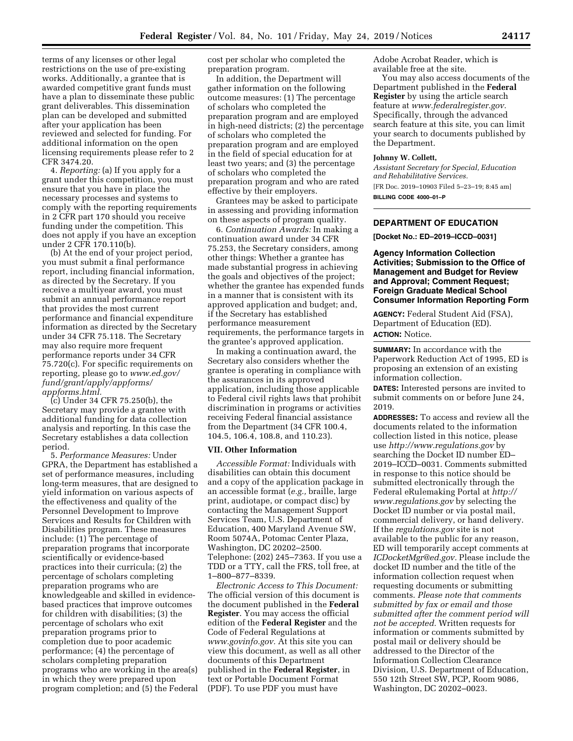terms of any licenses or other legal restrictions on the use of pre-existing works. Additionally, a grantee that is awarded competitive grant funds must have a plan to disseminate these public grant deliverables. This dissemination plan can be developed and submitted after your application has been reviewed and selected for funding. For additional information on the open licensing requirements please refer to 2 CFR 3474.20.

4. *Reporting:* (a) If you apply for a grant under this competition, you must ensure that you have in place the necessary processes and systems to comply with the reporting requirements in 2 CFR part 170 should you receive funding under the competition. This does not apply if you have an exception under 2 CFR 170.110(b).

(b) At the end of your project period, you must submit a final performance report, including financial information, as directed by the Secretary. If you receive a multiyear award, you must submit an annual performance report that provides the most current performance and financial expenditure information as directed by the Secretary under 34 CFR 75.118. The Secretary may also require more frequent performance reports under 34 CFR 75.720(c). For specific requirements on reporting, please go to *www.ed.gov/fund/grant/apply/appforms/appforms.html.*

(c) Under 34 CFR 75.250(b), the Secretary may provide a grantee with additional funding for data collection analysis and reporting. In this case the Secretary establishes a data collection period.

5. *Performance Measures:* Under GPRA, the Department has established a set of performance measures, including long-term measures, that are designed to yield information on various aspects of the effectiveness and quality of the Personnel Development to Improve Services and Results for Children with Disabilities program. These measures include: (1) The percentage of preparation programs that incorporate scientifically or evidence-based practices into their curricula; (2) the percentage of scholars completing preparation programs who are knowledgeable and skilled in evidence-based practices that improve outcomes for children with disabilities; (3) the percentage of scholars who exit preparation programs prior to completion due to poor academic performance; (4) the percentage of scholars completing preparation programs who are working in the area(s) in which they were prepared upon program completion; and (5) the Federal cost per scholar who completed the preparation program.

In addition, the Department will gather information on the following outcome measures: (1) The percentage of scholars who completed the preparation program and are employed in high-need districts; (2) the percentage of scholars who completed the preparation program and are employed in the field of special education for at least two years; and (3) the percentage of scholars who completed the preparation program and who are rated effective by their employers.

Grantees may be asked to participate in assessing and providing information on these aspects of program quality.

6. *Continuation Awards:* In making a continuation award under 34 CFR 75.253, the Secretary considers, among other things: Whether a grantee has made substantial progress in achieving the goals and objectives of the project; whether the grantee has expended funds in a manner that is consistent with its approved application and budget; and, if the Secretary has established performance measurement requirements, the performance targets in the grantee's approved application.

In making a continuation award, the Secretary also considers whether the grantee is operating in compliance with the assurances in its approved application, including those applicable to Federal civil rights laws that prohibit discrimination in programs or activities receiving Federal financial assistance from the Department (34 CFR 100.4, 104.5, 106.4, 108.8, and 110.23).

## VII. Other Information

*Accessible Format:* Individuals with disabilities can obtain this document and a copy of the application package in an accessible format (*e.g.,* braille, large print, audiotape, or compact disc) by contacting the Management Support Services Team, U.S. Department of Education, 400 Maryland Avenue SW, Room 5074A, Potomac Center Plaza, Washington, DC 20202–2500. Telephone: (202) 245–7363. If you use a TDD or a TTY, call the FRS, toll free, at 1–800–877–8339.

*Electronic Access to This Document:* The official version of this document is the document published in the **Federal Register**. You may access the official edition of the **Federal Register** and the Code of Federal Regulations at *www.govinfo.gov.* At this site you can view this document, as well as all other documents of this Department published in the **Federal Register**, in text or Portable Document Format (PDF). To use PDF you must have Adobe Acrobat Reader, which is available free at the site.

You may also access documents of the Department published in the **Federal Register** by using the article search feature at *www.federalregister.gov.* Specifically, through the advanced search feature at this site, you can limit your search to documents published by the Department.

**Johnny W. Collett,**

*Assistant Secretary for Special, Education and Rehabilitative Services.*

[FR Doc. 2019–10903 Filed 5–23–19; 8:45 am]

**BILLING CODE 4000–01–P**

---

## DEPARTMENT OF EDUCATION

**[Docket No.: ED–2019–ICCD–0031]**

## Agency Information Collection Activities; Submission to the Office of Management and Budget for Review and Approval; Comment Request; Foreign Graduate Medical School Consumer Information Reporting Form

**AGENCY:** Federal Student Aid (FSA), Department of Education (ED).

**ACTION:** Notice.

**SUMMARY:** In accordance with the Paperwork Reduction Act of 1995, ED is proposing an extension of an existing information collection.

**DATES:** Interested persons are invited to submit comments on or before June 24, 2019.

**ADDRESSES:** To access and review all the documents related to the information collection listed in this notice, please use *http://www.regulations.gov* by searching the Docket ID number ED–2019–ICCD–0031. Comments submitted in response to this notice should be submitted electronically through the Federal eRulemaking Portal at *http://www.regulations.gov* by selecting the Docket ID number or via postal mail, commercial delivery, or hand delivery. If the *regulations.gov* site is not available to the public for any reason, ED will temporarily accept comments at *ICDocketMgr@ed.gov.* Please include the docket ID number and the title of the information collection request when requesting documents or submitting comments. *Please note that comments submitted by fax or email and those submitted after the comment period will not be accepted.* Written requests for information or comments submitted by postal mail or delivery should be addressed to the Director of the Information Collection Clearance Division, U.S. Department of Education, 550 12th Street SW, PCP, Room 9086, Washington, DC 20202–0023.